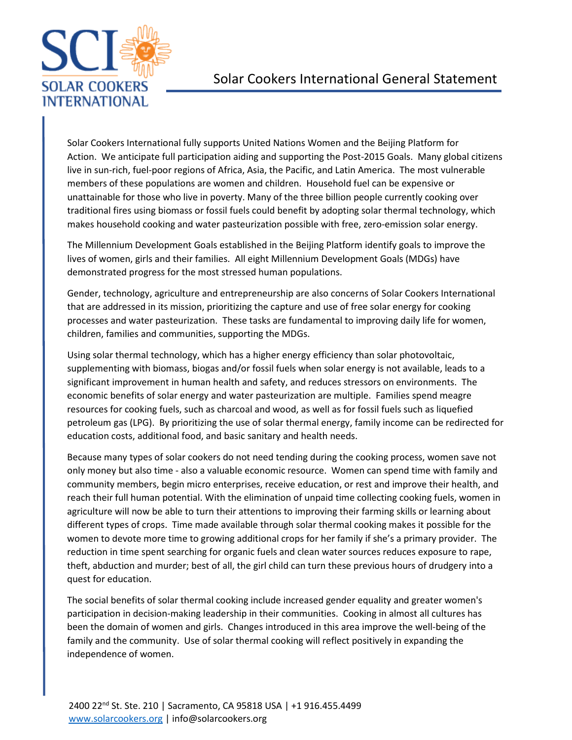SOLAR COOKERS INTERNATIONAL

# Solar Cookers International General Statement

Solar Cookers International fully supports United Nations Women and the Beijing Platform for Action. We anticipate full participation aiding and supporting the Post-2015 Goals. Many global citizens live in sun-rich, fuel-poor regions of Africa, Asia, the Pacific, and Latin America. The most vulnerable members of these populations are women and children. Household fuel can be expensive or unattainable for those who live in poverty. Many of the three billion people currently cooking over traditional fires using biomass or fossil fuels could benefit by adopting solar thermal technology, which makes household cooking and water pasteurization possible with free, zero-emission solar energy.

The Millennium Development Goals established in the Beijing Platform identify goals to improve the lives of women, girls and their families. All eight Millennium Development Goals (MDGs) have demonstrated progress for the most stressed human populations.

Gender, technology, agriculture and entrepreneurship are also concerns of Solar Cookers International that are addressed in its mission, prioritizing the capture and use of free solar energy for cooking processes and water pasteurization. These tasks are fundamental to improving daily life for women, children, families and communities, supporting the MDGs.

Using solar thermal technology, which has a higher energy efficiency than solar photovoltaic, supplementing with biomass, biogas and/or fossil fuels when solar energy is not available, leads to a significant improvement in human health and safety, and reduces stressors on environments. The economic benefits of solar energy and water pasteurization are multiple. Families spend meagre resources for cooking fuels, such as charcoal and wood, as well as for fossil fuels such as liquefied petroleum gas (LPG). By prioritizing the use of solar thermal energy, family income can be redirected for education costs, additional food, and basic sanitary and health needs.

Because many types of solar cookers do not need tending during the cooking process, women save not only money but also time - also a valuable economic resource. Women can spend time with family and community members, begin micro enterprises, receive education, or rest and improve their health, and reach their full human potential. With the elimination of unpaid time collecting cooking fuels, women in agriculture will now be able to turn their attentions to improving their farming skills or learning about different types of crops. Time made available through solar thermal cooking makes it possible for the women to devote more time to growing additional crops for her family if she's a primary provider. The reduction in time spent searching for organic fuels and clean water sources reduces exposure to rape, theft, abduction and murder; best of all, the girl child can turn these previous hours of drudgery into a quest for education.

The social benefits of solar thermal cooking include increased gender equality and greater women's participation in decision-making leadership in their communities. Cooking in almost all cultures has been the domain of women and girls. Changes introduced in this area improve the well-being of the family and the community. Use of solar thermal cooking will reflect positively in expanding the independence of women.

2400 22nd St. Ste. 210 | Sacramento, CA 95818 USA | +1 916.455.4499
www.solarcookers.org | info@solarcookers.org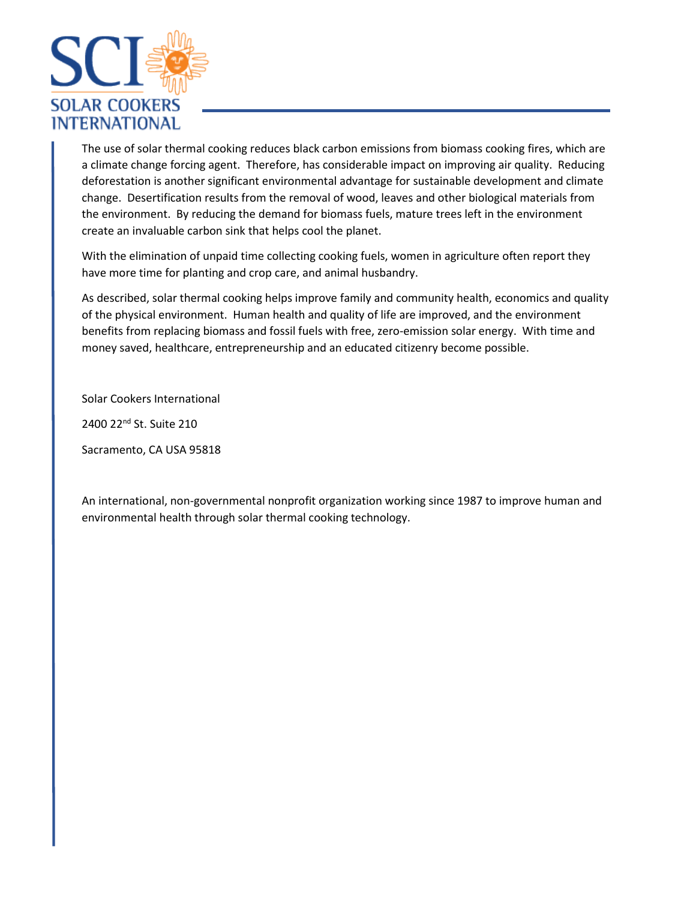The use of solar thermal cooking reduces black carbon emissions from biomass cooking fires, which are a climate change forcing agent. Therefore, has considerable impact on improving air quality. Reducing deforestation is another significant environmental advantage for sustainable development and climate change. Desertification results from the removal of wood, leaves and other biological materials from the environment. By reducing the demand for biomass fuels, mature trees left in the environment create an invaluable carbon sink that helps cool the planet.

With the elimination of unpaid time collecting cooking fuels, women in agriculture often report they have more time for planting and crop care, and animal husbandry.

As described, solar thermal cooking helps improve family and community health, economics and quality of the physical environment. Human health and quality of life are improved, and the environment benefits from replacing biomass and fossil fuels with free, zero-emission solar energy. With time and money saved, healthcare, entrepreneurship and an educated citizenry become possible.

Solar Cookers International

2400 22nd St. Suite 210

Sacramento, CA USA 95818

An international, non-governmental nonprofit organization working since 1987 to improve human and environmental health through solar thermal cooking technology.